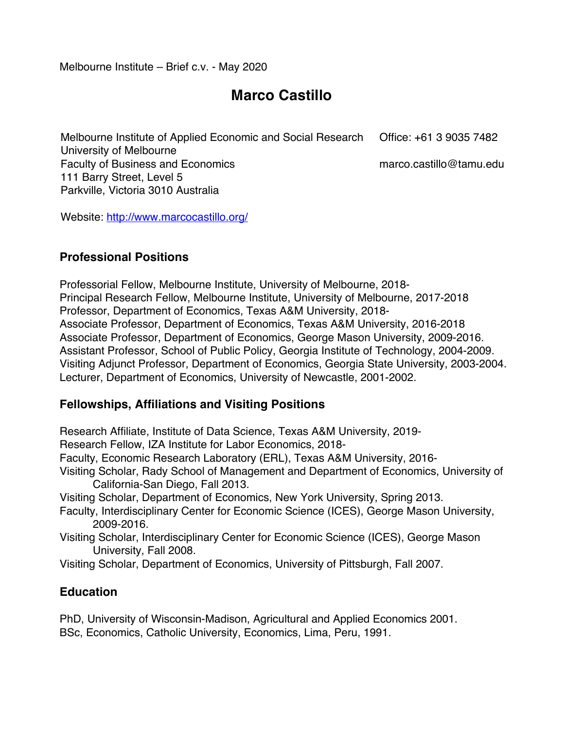Melbourne Institute – Brief c.v. - May 2020

# Marco Castillo

Melbourne Institute of Applied Economic and Social Research
University of Melbourne
Faculty of Business and Economics
111 Barry Street, Level 5
Parkville, Victoria 3010 Australia

Office: +61 3 9035 7482

marco.castillo@tamu.edu

Website: http://www.marcocastillo.org/

## Professional Positions

Professorial Fellow, Melbourne Institute, University of Melbourne, 2018-
Principal Research Fellow, Melbourne Institute, University of Melbourne, 2017-2018
Professor, Department of Economics, Texas A&M University, 2018-
Associate Professor, Department of Economics, Texas A&M University, 2016-2018
Associate Professor, Department of Economics, George Mason University, 2009-2016.
Assistant Professor, School of Public Policy, Georgia Institute of Technology, 2004-2009.
Visiting Adjunct Professor, Department of Economics, Georgia State University, 2003-2004.
Lecturer, Department of Economics, University of Newcastle, 2001-2002.

## Fellowships, Affiliations and Visiting Positions

Research Affiliate, Institute of Data Science, Texas A&M University, 2019-
Research Fellow, IZA Institute for Labor Economics, 2018-
Faculty, Economic Research Laboratory (ERL), Texas A&M University, 2016-
Visiting Scholar, Rady School of Management and Department of Economics, University of California-San Diego, Fall 2013.
Visiting Scholar, Department of Economics, New York University, Spring 2013.
Faculty, Interdisciplinary Center for Economic Science (ICES), George Mason University, 2009-2016.
Visiting Scholar, Interdisciplinary Center for Economic Science (ICES), George Mason University, Fall 2008.
Visiting Scholar, Department of Economics, University of Pittsburgh, Fall 2007.

## Education

PhD, University of Wisconsin-Madison, Agricultural and Applied Economics 2001.
BSc, Economics, Catholic University, Economics, Lima, Peru, 1991.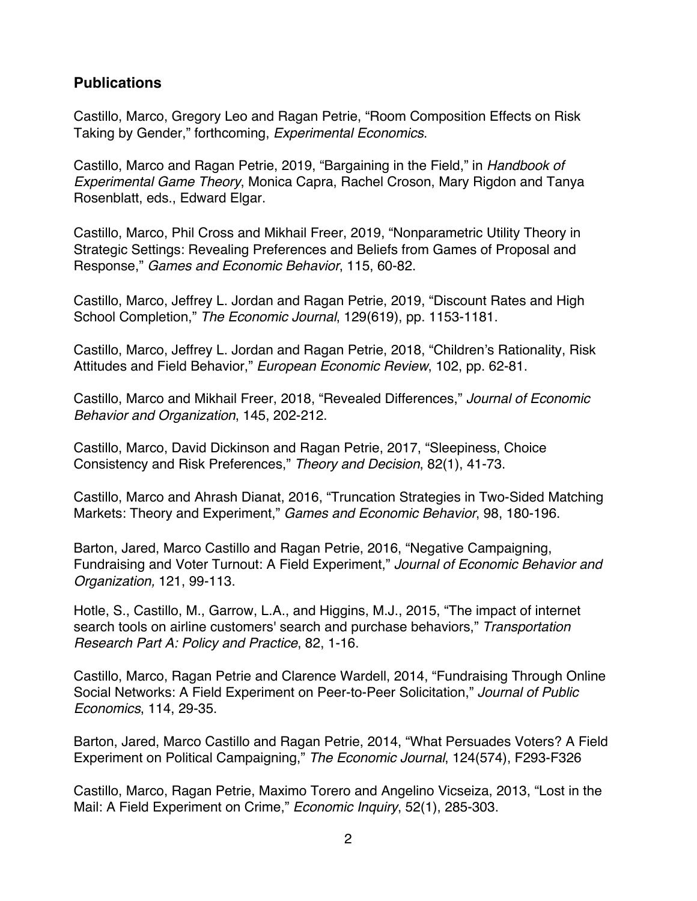## Publications

Castillo, Marco, Gregory Leo and Ragan Petrie, "Room Composition Effects on Risk Taking by Gender," forthcoming, *Experimental Economics*.

Castillo, Marco and Ragan Petrie, 2019, "Bargaining in the Field," in *Handbook of Experimental Game Theory*, Monica Capra, Rachel Croson, Mary Rigdon and Tanya Rosenblatt, eds., Edward Elgar.

Castillo, Marco, Phil Cross and Mikhail Freer, 2019, "Nonparametric Utility Theory in Strategic Settings: Revealing Preferences and Beliefs from Games of Proposal and Response," *Games and Economic Behavior*, 115, 60-82.

Castillo, Marco, Jeffrey L. Jordan and Ragan Petrie, 2019, "Discount Rates and High School Completion," *The Economic Journal*, 129(619), pp. 1153-1181.

Castillo, Marco, Jeffrey L. Jordan and Ragan Petrie, 2018, "Children's Rationality, Risk Attitudes and Field Behavior," *European Economic Review*, 102, pp. 62-81.

Castillo, Marco and Mikhail Freer, 2018, "Revealed Differences," *Journal of Economic Behavior and Organization*, 145, 202-212.

Castillo, Marco, David Dickinson and Ragan Petrie, 2017, "Sleepiness, Choice Consistency and Risk Preferences," *Theory and Decision*, 82(1), 41-73.

Castillo, Marco and Ahrash Dianat, 2016, "Truncation Strategies in Two-Sided Matching Markets: Theory and Experiment," *Games and Economic Behavior*, 98, 180-196.

Barton, Jared, Marco Castillo and Ragan Petrie, 2016, "Negative Campaigning, Fundraising and Voter Turnout: A Field Experiment," *Journal of Economic Behavior and Organization,* 121, 99-113.

Hotle, S., Castillo, M., Garrow, L.A., and Higgins, M.J., 2015, "The impact of internet search tools on airline customers' search and purchase behaviors," *Transportation Research Part A: Policy and Practice*, 82, 1-16.

Castillo, Marco, Ragan Petrie and Clarence Wardell, 2014, "Fundraising Through Online Social Networks: A Field Experiment on Peer-to-Peer Solicitation," *Journal of Public Economics*, 114, 29-35.

Barton, Jared, Marco Castillo and Ragan Petrie, 2014, "What Persuades Voters? A Field Experiment on Political Campaigning," *The Economic Journal*, 124(574), F293-F326

Castillo, Marco, Ragan Petrie, Maximo Torero and Angelino Vicseiza, 2013, "Lost in the Mail: A Field Experiment on Crime," *Economic Inquiry*, 52(1), 285-303.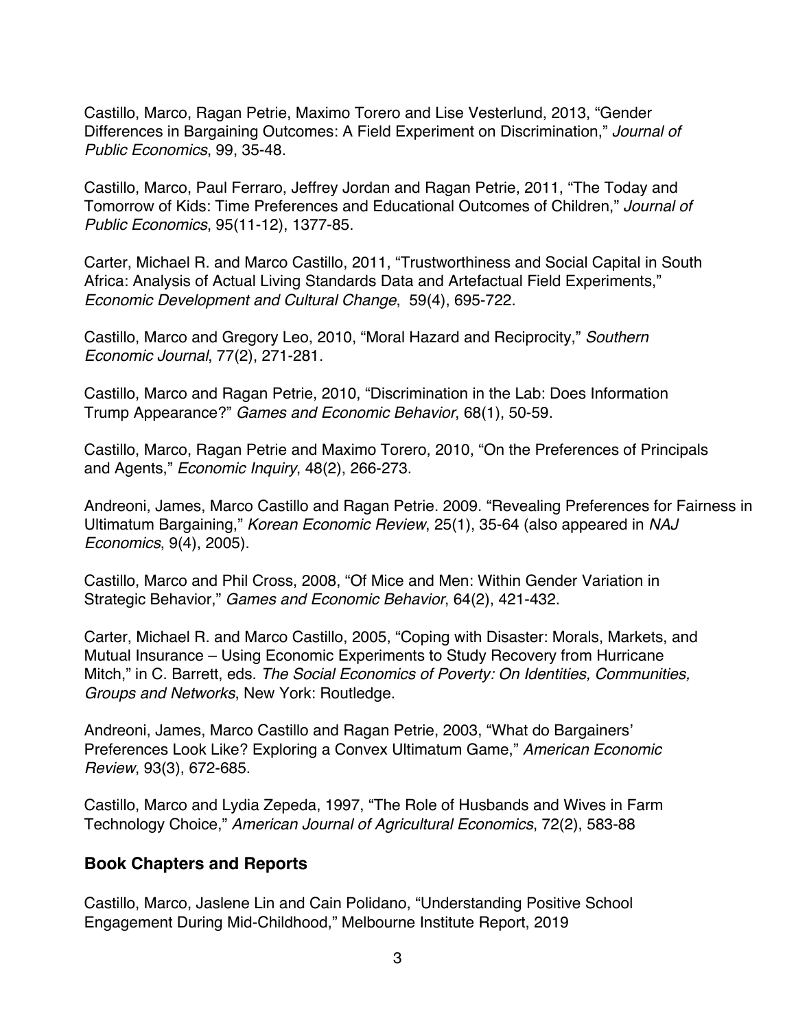Castillo, Marco, Ragan Petrie, Maximo Torero and Lise Vesterlund, 2013, "Gender Differences in Bargaining Outcomes: A Field Experiment on Discrimination," *Journal of Public Economics*, 99, 35-48.

Castillo, Marco, Paul Ferraro, Jeffrey Jordan and Ragan Petrie, 2011, "The Today and Tomorrow of Kids: Time Preferences and Educational Outcomes of Children," *Journal of Public Economics*, 95(11-12), 1377-85.

Carter, Michael R. and Marco Castillo, 2011, "Trustworthiness and Social Capital in South Africa: Analysis of Actual Living Standards Data and Artefactual Field Experiments," *Economic Development and Cultural Change*, 59(4), 695-722.

Castillo, Marco and Gregory Leo, 2010, "Moral Hazard and Reciprocity," *Southern Economic Journal*, 77(2), 271-281.

Castillo, Marco and Ragan Petrie, 2010, "Discrimination in the Lab: Does Information Trump Appearance?" *Games and Economic Behavior*, 68(1), 50-59.

Castillo, Marco, Ragan Petrie and Maximo Torero, 2010, "On the Preferences of Principals and Agents," *Economic Inquiry*, 48(2), 266-273.

Andreoni, James, Marco Castillo and Ragan Petrie. 2009. "Revealing Preferences for Fairness in Ultimatum Bargaining," *Korean Economic Review*, 25(1), 35-64 (also appeared in *NAJ Economics*, 9(4), 2005).

Castillo, Marco and Phil Cross, 2008, "Of Mice and Men: Within Gender Variation in Strategic Behavior," *Games and Economic Behavior*, 64(2), 421-432.

Carter, Michael R. and Marco Castillo, 2005, "Coping with Disaster: Morals, Markets, and Mutual Insurance – Using Economic Experiments to Study Recovery from Hurricane Mitch," in C. Barrett, eds. *The Social Economics of Poverty: On Identities, Communities, Groups and Networks*, New York: Routledge.

Andreoni, James, Marco Castillo and Ragan Petrie, 2003, "What do Bargainers' Preferences Look Like? Exploring a Convex Ultimatum Game," *American Economic Review*, 93(3), 672-685.

Castillo, Marco and Lydia Zepeda, 1997, "The Role of Husbands and Wives in Farm Technology Choice," *American Journal of Agricultural Economics*, 72(2), 583-88

## Book Chapters and Reports

Castillo, Marco, Jaslene Lin and Cain Polidano, "Understanding Positive School Engagement During Mid-Childhood," Melbourne Institute Report, 2019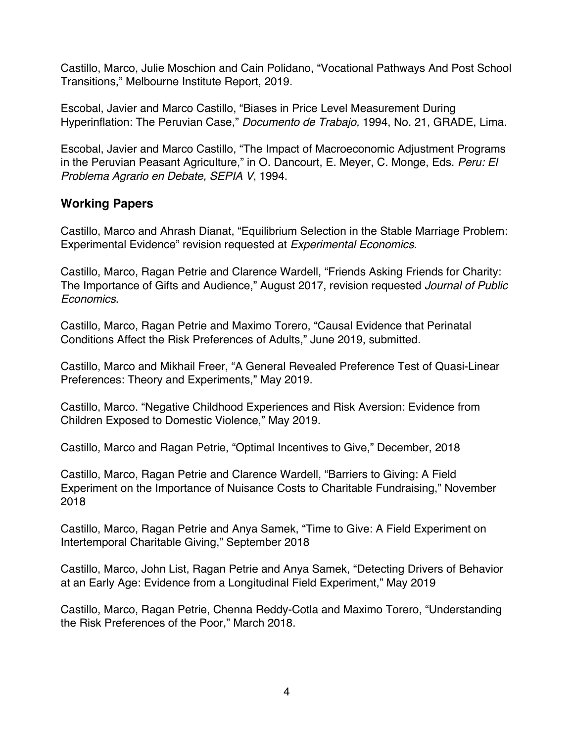Castillo, Marco, Julie Moschion and Cain Polidano, “Vocational Pathways And Post School Transitions,” Melbourne Institute Report, 2019.

Escobal, Javier and Marco Castillo, “Biases in Price Level Measurement During Hyperinflation: The Peruvian Case,” *Documento de Trabajo,* 1994, No. 21, GRADE, Lima.

Escobal, Javier and Marco Castillo, “The Impact of Macroeconomic Adjustment Programs in the Peruvian Peasant Agriculture,” in O. Dancourt, E. Meyer, C. Monge, Eds. *Peru: El Problema Agrario en Debate, SEPIA V*, 1994.

## Working Papers

Castillo, Marco and Ahrash Dianat, “Equilibrium Selection in the Stable Marriage Problem: Experimental Evidence” revision requested at *Experimental Economics*.

Castillo, Marco, Ragan Petrie and Clarence Wardell, “Friends Asking Friends for Charity: The Importance of Gifts and Audience,” August 2017, revision requested *Journal of Public Economics*.

Castillo, Marco, Ragan Petrie and Maximo Torero, “Causal Evidence that Perinatal Conditions Affect the Risk Preferences of Adults,” June 2019, submitted.

Castillo, Marco and Mikhail Freer, “A General Revealed Preference Test of Quasi-Linear Preferences: Theory and Experiments,” May 2019.

Castillo, Marco. “Negative Childhood Experiences and Risk Aversion: Evidence from Children Exposed to Domestic Violence,” May 2019.

Castillo, Marco and Ragan Petrie, “Optimal Incentives to Give,” December, 2018

Castillo, Marco, Ragan Petrie and Clarence Wardell, “Barriers to Giving: A Field Experiment on the Importance of Nuisance Costs to Charitable Fundraising,” November 2018

Castillo, Marco, Ragan Petrie and Anya Samek, “Time to Give: A Field Experiment on Intertemporal Charitable Giving,” September 2018

Castillo, Marco, John List, Ragan Petrie and Anya Samek, “Detecting Drivers of Behavior at an Early Age: Evidence from a Longitudinal Field Experiment,” May 2019

Castillo, Marco, Ragan Petrie, Chenna Reddy-Cotla and Maximo Torero, “Understanding the Risk Preferences of the Poor,” March 2018.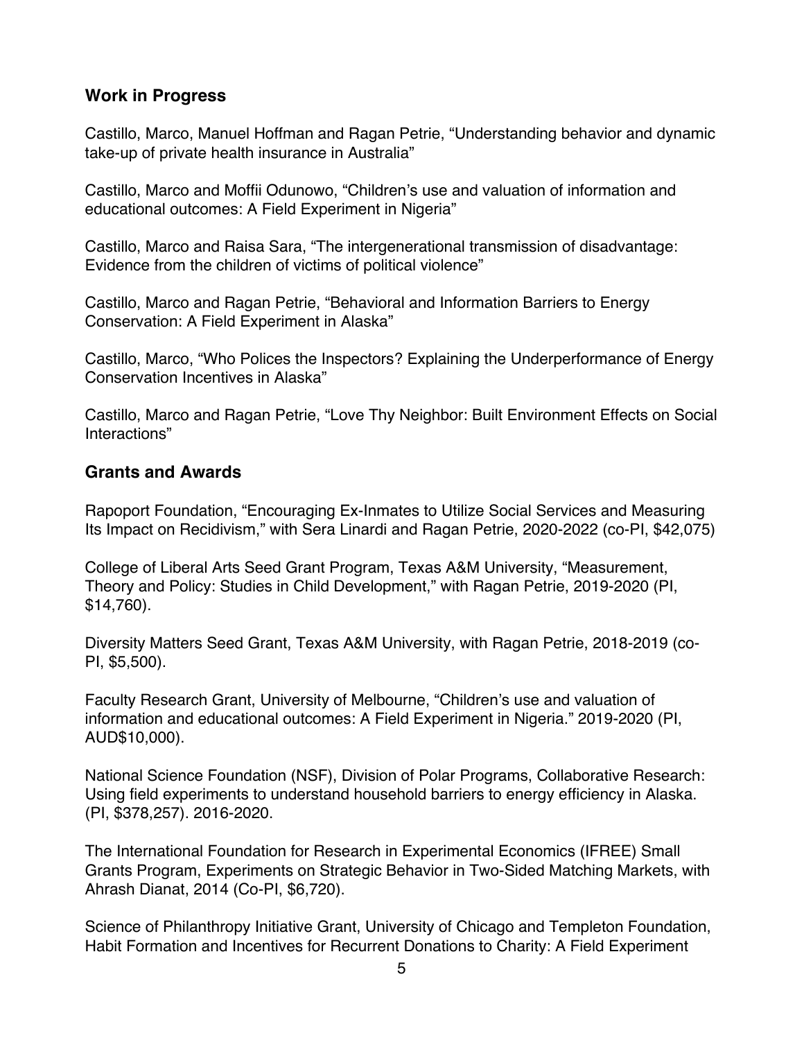## Work in Progress

Castillo, Marco, Manuel Hoffman and Ragan Petrie, "Understanding behavior and dynamic take-up of private health insurance in Australia"

Castillo, Marco and Moffii Odunowo, "Children's use and valuation of information and educational outcomes: A Field Experiment in Nigeria"

Castillo, Marco and Raisa Sara, "The intergenerational transmission of disadvantage: Evidence from the children of victims of political violence"

Castillo, Marco and Ragan Petrie, "Behavioral and Information Barriers to Energy Conservation: A Field Experiment in Alaska"

Castillo, Marco, "Who Polices the Inspectors? Explaining the Underperformance of Energy Conservation Incentives in Alaska"

Castillo, Marco and Ragan Petrie, "Love Thy Neighbor: Built Environment Effects on Social Interactions"

## Grants and Awards

Rapoport Foundation, "Encouraging Ex-Inmates to Utilize Social Services and Measuring Its Impact on Recidivism," with Sera Linardi and Ragan Petrie, 2020-2022 (co-PI, $42,075)

College of Liberal Arts Seed Grant Program, Texas A&M University, "Measurement, Theory and Policy: Studies in Child Development," with Ragan Petrie, 2019-2020 (PI, $14,760).

Diversity Matters Seed Grant, Texas A&M University, with Ragan Petrie, 2018-2019 (co-PI, $5,500).

Faculty Research Grant, University of Melbourne, "Children's use and valuation of information and educational outcomes: A Field Experiment in Nigeria." 2019-2020 (PI, AUD$10,000).

National Science Foundation (NSF), Division of Polar Programs, Collaborative Research: Using field experiments to understand household barriers to energy efficiency in Alaska. (PI, $378,257). 2016-2020.

The International Foundation for Research in Experimental Economics (IFREE) Small Grants Program, Experiments on Strategic Behavior in Two-Sided Matching Markets, with Ahrash Dianat, 2014 (Co-PI, $6,720).

Science of Philanthropy Initiative Grant, University of Chicago and Templeton Foundation, Habit Formation and Incentives for Recurrent Donations to Charity: A Field Experiment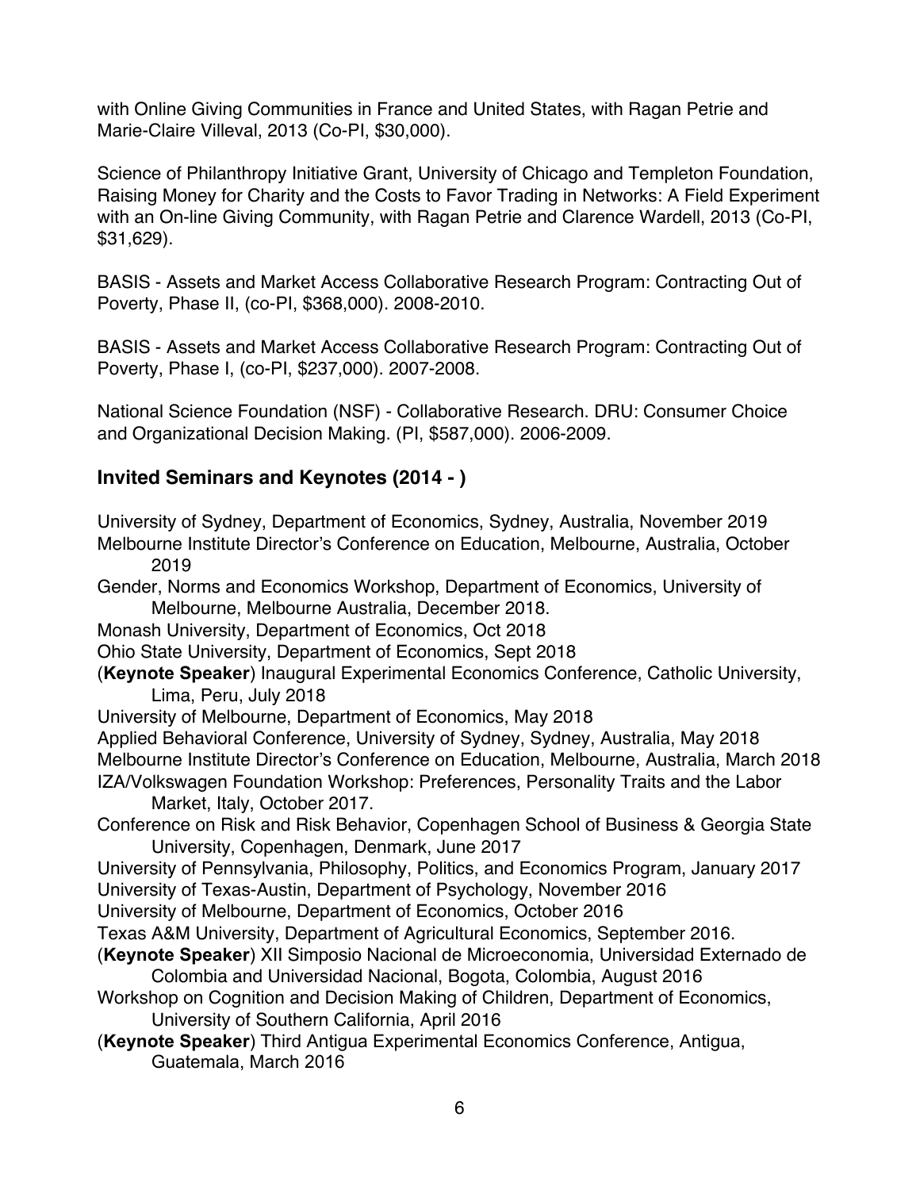with Online Giving Communities in France and United States, with Ragan Petrie and Marie-Claire Villeval, 2013 (Co-PI, $30,000).

Science of Philanthropy Initiative Grant, University of Chicago and Templeton Foundation, Raising Money for Charity and the Costs to Favor Trading in Networks: A Field Experiment with an On-line Giving Community, with Ragan Petrie and Clarence Wardell, 2013 (Co-PI, $31,629).

BASIS - Assets and Market Access Collaborative Research Program: Contracting Out of Poverty, Phase II, (co-PI, $368,000). 2008-2010.

BASIS - Assets and Market Access Collaborative Research Program: Contracting Out of Poverty, Phase I, (co-PI, $237,000). 2007-2008.

National Science Foundation (NSF) - Collaborative Research. DRU: Consumer Choice and Organizational Decision Making. (PI, $587,000). 2006-2009.

## Invited Seminars and Keynotes (2014 - )

University of Sydney, Department of Economics, Sydney, Australia, November 2019
Melbourne Institute Director's Conference on Education, Melbourne, Australia, October 2019
Gender, Norms and Economics Workshop, Department of Economics, University of Melbourne, Melbourne Australia, December 2018.
Monash University, Department of Economics, Oct 2018
Ohio State University, Department of Economics, Sept 2018
(**Keynote Speaker**) Inaugural Experimental Economics Conference, Catholic University, Lima, Peru, July 2018
University of Melbourne, Department of Economics, May 2018
Applied Behavioral Conference, University of Sydney, Sydney, Australia, May 2018
Melbourne Institute Director's Conference on Education, Melbourne, Australia, March 2018
IZA/Volkswagen Foundation Workshop: Preferences, Personality Traits and the Labor Market, Italy, October 2017.
Conference on Risk and Risk Behavior, Copenhagen School of Business & Georgia State University, Copenhagen, Denmark, June 2017
University of Pennsylvania, Philosophy, Politics, and Economics Program, January 2017
University of Texas-Austin, Department of Psychology, November 2016
University of Melbourne, Department of Economics, October 2016
Texas A&M University, Department of Agricultural Economics, September 2016.
(**Keynote Speaker**) XII Simposio Nacional de Microeconomia, Universidad Externado de Colombia and Universidad Nacional, Bogota, Colombia, August 2016
Workshop on Cognition and Decision Making of Children, Department of Economics, University of Southern California, April 2016
(**Keynote Speaker**) Third Antigua Experimental Economics Conference, Antigua, Guatemala, March 2016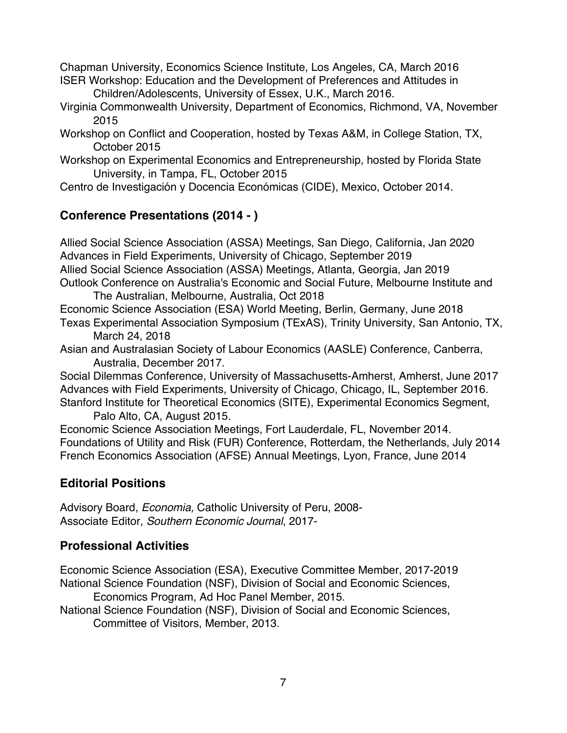Chapman University, Economics Science Institute, Los Angeles, CA, March 2016

ISER Workshop: Education and the Development of Preferences and Attitudes in Children/Adolescents, University of Essex, U.K., March 2016.

Virginia Commonwealth University, Department of Economics, Richmond, VA, November 2015

Workshop on Conflict and Cooperation, hosted by Texas A&M, in College Station, TX, October 2015

Workshop on Experimental Economics and Entrepreneurship, hosted by Florida State University, in Tampa, FL, October 2015

Centro de Investigación y Docencia Económicas (CIDE), Mexico, October 2014.

## Conference Presentations (2014 - )

Allied Social Science Association (ASSA) Meetings, San Diego, California, Jan 2020

Advances in Field Experiments, University of Chicago, September 2019

Allied Social Science Association (ASSA) Meetings, Atlanta, Georgia, Jan 2019

Outlook Conference on Australia's Economic and Social Future, Melbourne Institute and The Australian, Melbourne, Australia, Oct 2018

Economic Science Association (ESA) World Meeting, Berlin, Germany, June 2018

Texas Experimental Association Symposium (TExAS), Trinity University, San Antonio, TX, March 24, 2018

Asian and Australasian Society of Labour Economics (AASLE) Conference, Canberra, Australia, December 2017.

Social Dilemmas Conference, University of Massachusetts-Amherst, Amherst, June 2017

Advances with Field Experiments, University of Chicago, Chicago, IL, September 2016.

Stanford Institute for Theoretical Economics (SITE), Experimental Economics Segment, Palo Alto, CA, August 2015.

Economic Science Association Meetings, Fort Lauderdale, FL, November 2014.

Foundations of Utility and Risk (FUR) Conference, Rotterdam, the Netherlands, July 2014

French Economics Association (AFSE) Annual Meetings, Lyon, France, June 2014

## Editorial Positions

Advisory Board, *Economia,* Catholic University of Peru, 2008-

Associate Editor, *Southern Economic Journal*, 2017-

## Professional Activities

Economic Science Association (ESA), Executive Committee Member, 2017-2019

National Science Foundation (NSF), Division of Social and Economic Sciences, Economics Program, Ad Hoc Panel Member, 2015.

National Science Foundation (NSF), Division of Social and Economic Sciences, Committee of Visitors, Member, 2013.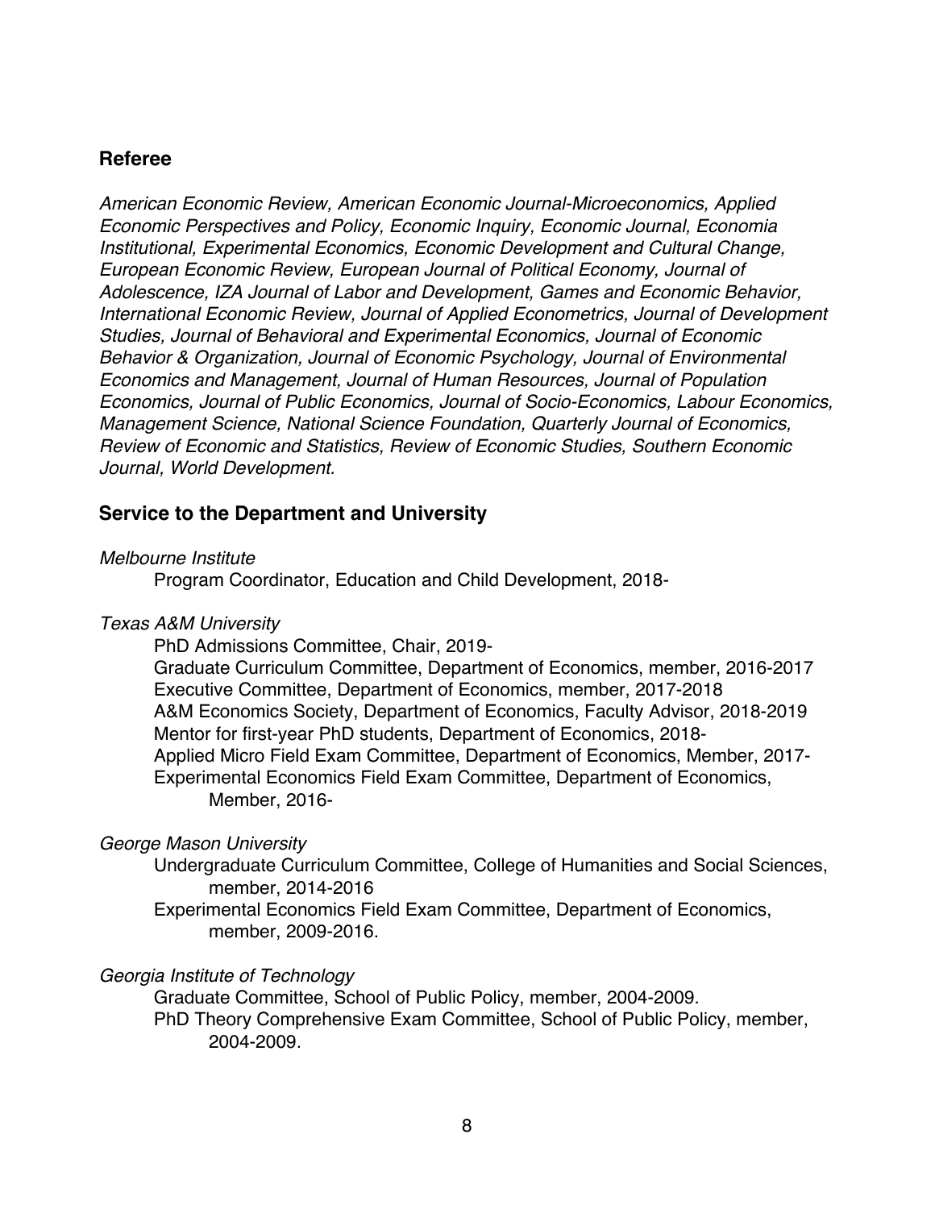## Referee

*American Economic Review, American Economic Journal-Microeconomics, Applied Economic Perspectives and Policy, Economic Inquiry, Economic Journal, Economia Institutional, Experimental Economics, Economic Development and Cultural Change, European Economic Review, European Journal of Political Economy, Journal of Adolescence, IZA Journal of Labor and Development, Games and Economic Behavior, International Economic Review, Journal of Applied Econometrics, Journal of Development Studies, Journal of Behavioral and Experimental Economics, Journal of Economic Behavior & Organization, Journal of Economic Psychology, Journal of Environmental Economics and Management, Journal of Human Resources, Journal of Population Economics, Journal of Public Economics, Journal of Socio-Economics, Labour Economics, Management Science, National Science Foundation, Quarterly Journal of Economics, Review of Economic and Statistics, Review of Economic Studies, Southern Economic Journal, World Development.*

## Service to the Department and University

*Melbourne Institute*

Program Coordinator, Education and Child Development, 2018-

*Texas A&M University*

PhD Admissions Committee, Chair, 2019-
Graduate Curriculum Committee, Department of Economics, member, 2016-2017
Executive Committee, Department of Economics, member, 2017-2018
A&M Economics Society, Department of Economics, Faculty Advisor, 2018-2019
Mentor for first-year PhD students, Department of Economics, 2018-
Applied Micro Field Exam Committee, Department of Economics, Member, 2017-
Experimental Economics Field Exam Committee, Department of Economics, Member, 2016-

*George Mason University*

Undergraduate Curriculum Committee, College of Humanities and Social Sciences, member, 2014-2016
Experimental Economics Field Exam Committee, Department of Economics, member, 2009-2016.

*Georgia Institute of Technology*

Graduate Committee, School of Public Policy, member, 2004-2009.
PhD Theory Comprehensive Exam Committee, School of Public Policy, member, 2004-2009.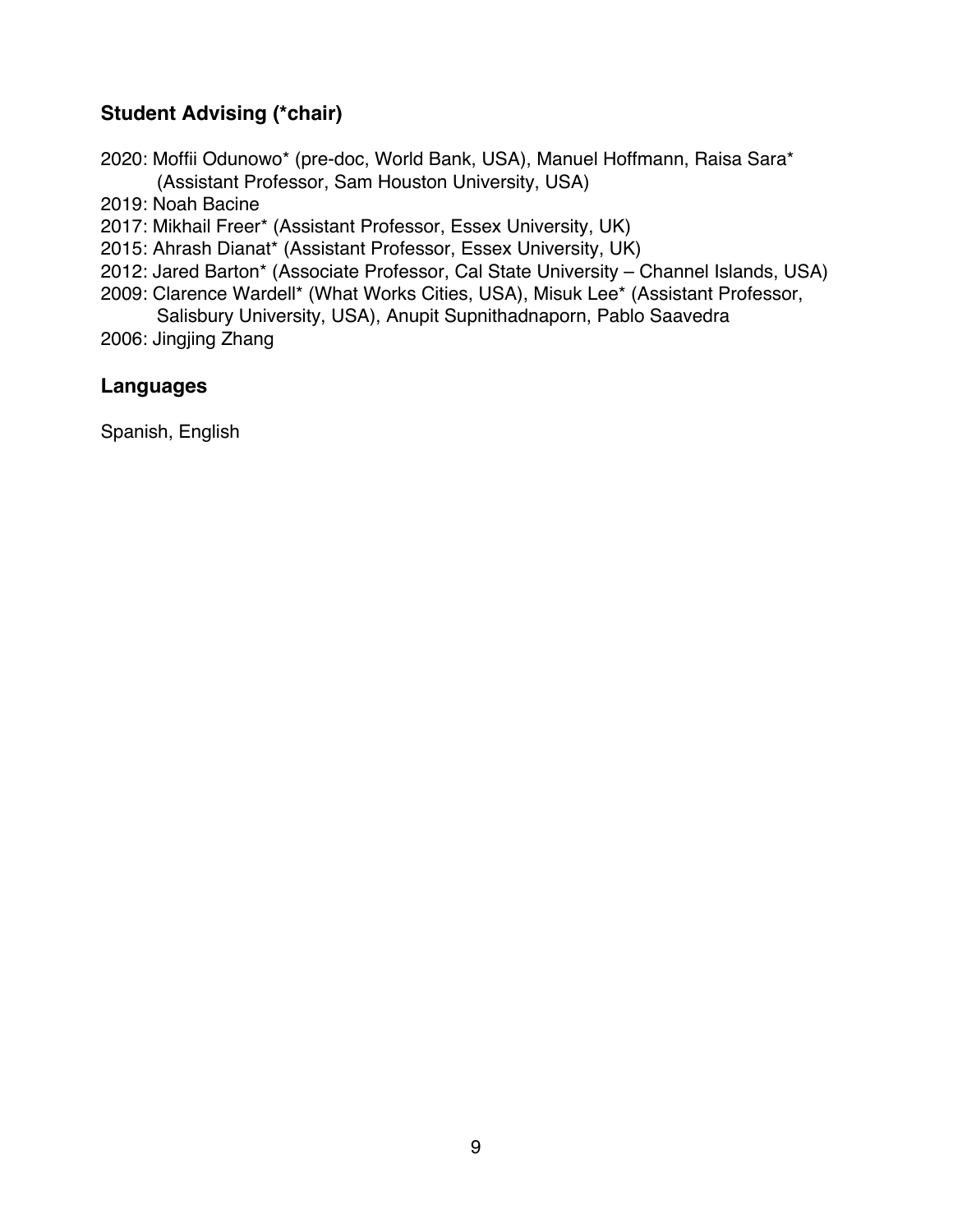## Student Advising (*chair)

2020: Moffii Odunowo* (pre-doc, World Bank, USA), Manuel Hoffmann, Raisa Sara* (Assistant Professor, Sam Houston University, USA)
2019: Noah Bacine
2017: Mikhail Freer* (Assistant Professor, Essex University, UK)
2015: Ahrash Dianat* (Assistant Professor, Essex University, UK)
2012: Jared Barton* (Associate Professor, Cal State University – Channel Islands, USA)
2009: Clarence Wardell* (What Works Cities, USA), Misuk Lee* (Assistant Professor, Salisbury University, USA), Anupit Supnithadnaporn, Pablo Saavedra
2006: Jingjing Zhang

## Languages

Spanish, English